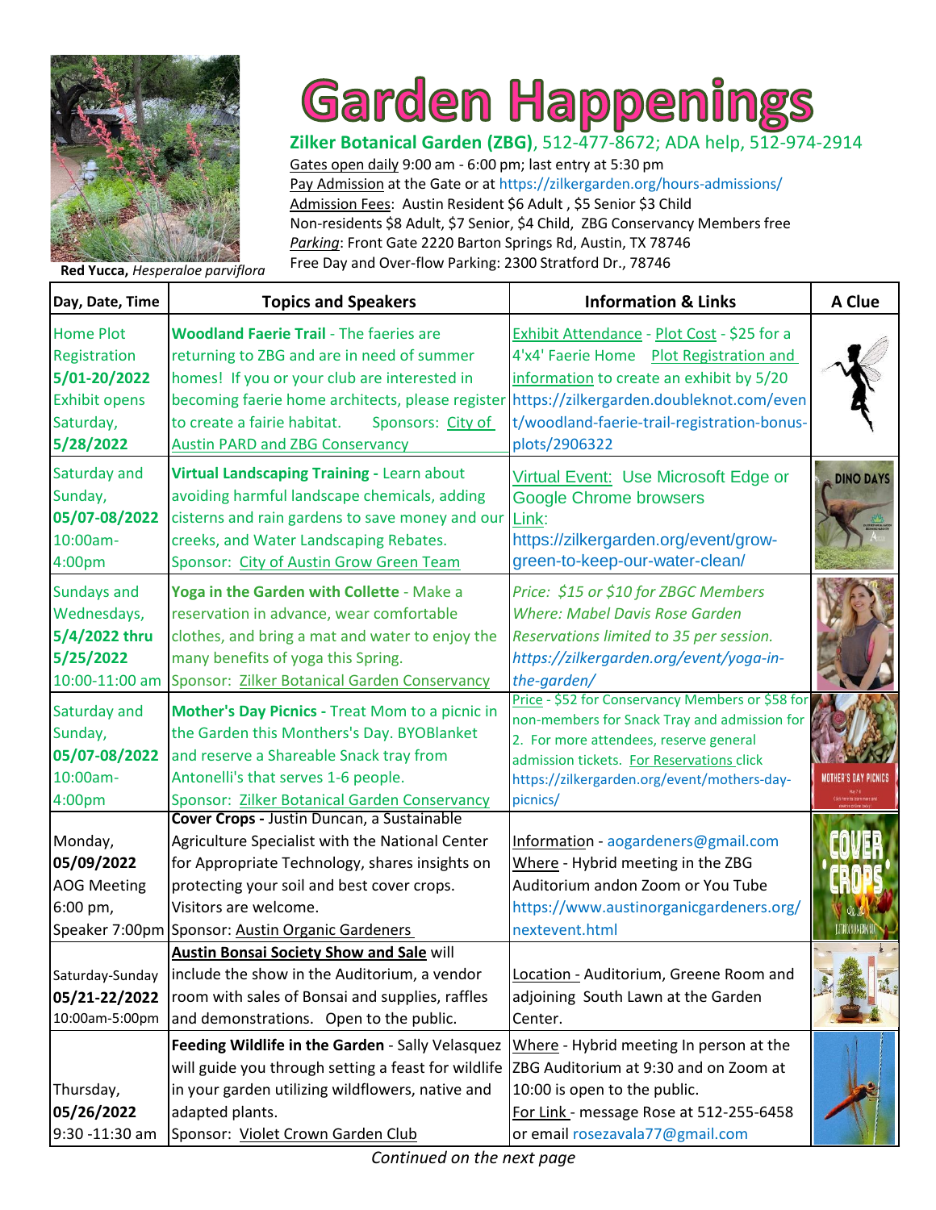Red Yucca, *Hesperaloe parviflora*

# Garden Happenings

**Zilker Botanical Garden (ZBG)**, 512-477-8672; ADA help, 512-974-2914

Gates open daily 9:00 am - 6:00 pm; last entry at 5:30 pm
Pay Admission at the Gate or at https://zilkergarden.org/hours-admissions/
Admission Fees: Austin Resident $6 Adult , $5 Senior $3 Child
Non-residents $8 Adult, $7 Senior, $4 Child, ZBG Conservancy Members free
*Parking*: Front Gate 2220 Barton Springs Rd, Austin, TX 78746
Free Day and Over-flow Parking: 2300 Stratford Dr., 78746

| Day, Date, Time | Topics and Speakers | Information & Links | A Clue |
|---|---|---|---|
| Home Plot Registration **5/01-20/2022** Exhibit opens Saturday, **5/28/2022** | **Woodland Faerie Trail** - The faeries are returning to ZBG and are in need of summer homes! If you or your club are interested in becoming faerie home architects, please register to create a fairie habitat. Sponsors: City of Austin PARD and ZBG Conservancy | Exhibit Attendance - Plot Cost - $25 for a 4'x4' Faerie Home Plot Registration and information to create an exhibit by 5/20 https://zilkergarden.doubleknot.com/event/woodland-faerie-trail-registration-bonus-plots/2906322 | |
| Saturday and Sunday, **05/07-08/2022** 10:00am-4:00pm | **Virtual Landscaping Training** - Learn about avoiding harmful landscape chemicals, adding cisterns and rain gardens to save money and our creeks, and Water Landscaping Rebates. Sponsor: City of Austin Grow Green Team | Virtual Event: Use Microsoft Edge or Google Chrome browsers Link: https://zilkergarden.org/event/grow-green-to-keep-our-water-clean/ | DINO DAYS |
| Sundays and Wednesdays, **5/4/2022 thru 5/25/2022** 10:00-11:00 am | **Yoga in the Garden with Collette** - Make a reservation in advance, wear comfortable clothes, and bring a mat and water to enjoy the many benefits of yoga this Spring. Sponsor: Zilker Botanical Garden Conservancy | *Price: $15 or $10 for ZBGC Members* *Where: Mabel Davis Rose Garden* *Reservations limited to 35 per session.* *https://zilkergarden.org/event/yoga-in-the-garden/* | |
| Saturday and Sunday, **05/07-08/2022** 10:00am-4:00pm | **Mother's Day Picnics** - Treat Mom to a picnic in the Garden this Monthers's Day. BYOBlanket and reserve a Shareable Snack tray from Antonelli's that serves 1-6 people. Sponsor: Zilker Botanical Garden Conservancy | Price - $52 for Conservancy Members or $58 for non-members for Snack Tray and admission for 2. For more attendees, reserve general admission tickets. For Reservations click https://zilkergarden.org/event/mothers-day-picnics/ | MOTHER'S DAY PICNICS |
| Monday, **05/09/2022** AOG Meeting 6:00 pm, Speaker 7:00pm | **Cover Crops** - Justin Duncan, a Sustainable Agriculture Specialist with the National Center for Appropriate Technology, shares insights on protecting your soil and best cover crops. Visitors are welcome. Sponsor: Austin Organic Gardeners | Information - aogardeners@gmail.com Where - Hybrid meeting in the ZBG Auditorium andon Zoom or You Tube https://www.austinorganicgardeners.org/nextevent.html | COVER CROPS |
| Saturday-Sunday **05/21-22/2022** 10:00am-5:00pm | **Austin Bonsai Society Show and Sale** will include the show in the Auditorium, a vendor room with sales of Bonsai and supplies, raffles and demonstrations. Open to the public. | Location - Auditorium, Greene Room and adjoining South Lawn at the Garden Center. | |
| Thursday, **05/26/2022** 9:30 -11:30 am | **Feeding Wildlife in the Garden** - Sally Velasquez will guide you through setting a feast for wildlife in your garden utilizing wildflowers, native and adapted plants. Sponsor: Violet Crown Garden Club | Where - Hybrid meeting In person at the ZBG Auditorium at 9:30 and on Zoom at 10:00 is open to the public. For Link - message Rose at 512-255-6458 or email rosezavala77@gmail.com | |

*Continued on the next page*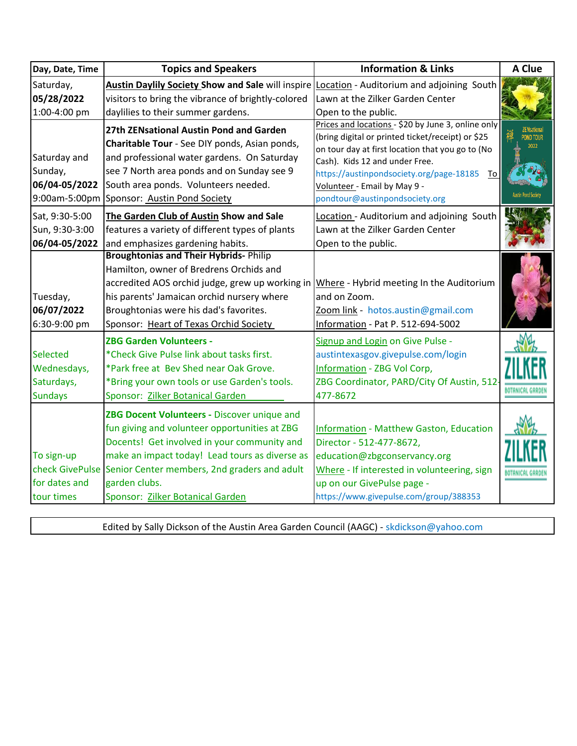| Day, Date, Time | Topics and Speakers | Information & Links | A Clue |
|---|---|---|---|
| Saturday, **05/28/2022** 1:00-4:00 pm | **Austin Daylily Society Show and Sale** will inspire visitors to bring the vibrance of brightly-colored daylilies to their summer gardens. | Location - Auditorium and adjoining South Lawn at the Zilker Garden Center Open to the public. | |
| Saturday and Sunday, **06/04-05/2022** 9:00am-5:00pm | **27th ZENsational Austin Pond and Garden Charitable Tour** - See DIY ponds, Asian ponds, and professional water gardens. On Saturday see 7 North area ponds and on Sunday see 9 South area ponds. Volunteers needed. Sponsor: Austin Pond Society | Prices and locations - $20 by June 3, online only (bring digital or printed ticket/receipt) or $25 on tour day at first location that you go to (No Cash). Kids 12 and under Free. https://austinpondsociety.org/page-18185 To Volunteer - Email by May 9 - pondtour@austinpondsociety.org | ZENsational POND TOUR 2022 Austin Pond Society |
| Sat, 9:30-5:00 Sun, 9:30-3:00 **06/04-05/2022** | **The Garden Club of Austin Show and Sale** features a variety of different types of plants and emphasizes gardening habits. | Location - Auditorium and adjoining South Lawn at the Zilker Garden Center Open to the public. | |
| Tuesday, **06/07/2022** 6:30-9:00 pm | **Broughtonias and Their Hybrids-** Philip Hamilton, owner of Bredrens Orchids and accredited AOS orchid judge, grew up working in his parents' Jamaican orchid nursery where Broughtonias were his dad's favorites. Sponsor: Heart of Texas Orchid Society | Where - Hybrid meeting In the Auditorium and on Zoom. Zoom link - hotos.austin@gmail.com Information - Pat P. 512-694-5002 | |
| Selected Wednesdays, Saturdays, Sundays | **ZBG Garden Volunteers -** *Check Give Pulse link about tasks first. *Park free at Bev Shed near Oak Grove. *Bring your own tools or use Garden's tools. Sponsor: Zilker Botanical Garden | Signup and Login on Give Pulse - austintexasgov.givepulse.com/login Information - ZBG Vol Corp, ZBG Coordinator, PARD/City Of Austin, 512-477-8672 | ZILKER BOTANICAL GARDEN |
| To sign-up check GivePulse for dates and tour times | **ZBG Docent Volunteers -** Discover unique and fun giving and volunteer opportunities at ZBG Docents! Get involved in your community and make an impact today! Lead tours as diverse as Senior Center members, 2nd graders and adult garden clubs. Sponsor: Zilker Botanical Garden | Information - Matthew Gaston, Education Director - 512-477-8672, education@zbgconservancy.org Where - If interested in volunteering, sign up on our GivePulse page - https://www.givepulse.com/group/388353 | ZILKER BOTANICAL GARDEN |

Edited by Sally Dickson of the Austin Area Garden Council (AAGC) - skdickson@yahoo.com